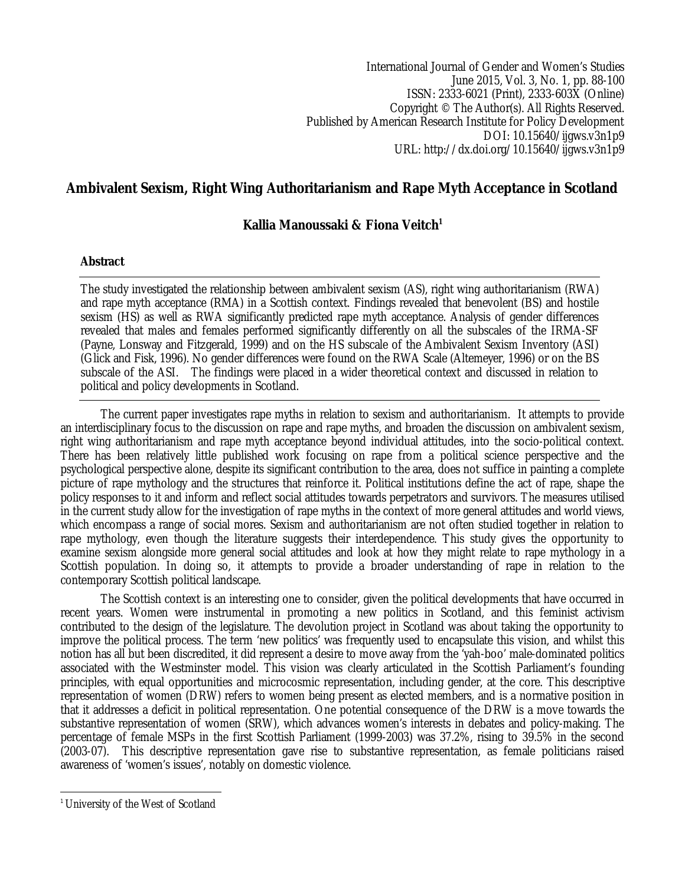International Journal of Gender and Women's Studies
June 2015, Vol. 3, No. 1, pp. 88-100
ISSN: 2333-6021 (Print), 2333-603X (Online)
Copyright © The Author(s). All Rights Reserved.
Published by American Research Institute for Policy Development
DOI: 10.15640/ijgws.v3n1p9
URL: http://dx.doi.org/10.15640/ijgws.v3n1p9

# Ambivalent Sexism, Right Wing Authoritarianism and Rape Myth Acceptance in Scotland

**Kallia Manoussaki & Fiona Veitch[1]**

## Abstract

The study investigated the relationship between ambivalent sexism (AS), right wing authoritarianism (RWA) and rape myth acceptance (RMA) in a Scottish context. Findings revealed that benevolent (BS) and hostile sexism (HS) as well as RWA significantly predicted rape myth acceptance. Analysis of gender differences revealed that males and females performed significantly differently on all the subscales of the IRMA-SF (Payne, Lonsway and Fitzgerald, 1999) and on the HS subscale of the Ambivalent Sexism Inventory (ASI) (Glick and Fisk, 1996). No gender differences were found on the RWA Scale (Altemeyer, 1996) or on the BS subscale of the ASI. The findings were placed in a wider theoretical context and discussed in relation to political and policy developments in Scotland.

---

The current paper investigates rape myths in relation to sexism and authoritarianism. It attempts to provide an interdisciplinary focus to the discussion on rape and rape myths, and broaden the discussion on ambivalent sexism, right wing authoritarianism and rape myth acceptance beyond individual attitudes, into the socio-political context. There has been relatively little published work focusing on rape from a political science perspective and the psychological perspective alone, despite its significant contribution to the area, does not suffice in painting a complete picture of rape mythology and the structures that reinforce it. Political institutions define the act of rape, shape the policy responses to it and inform and reflect social attitudes towards perpetrators and survivors. The measures utilised in the current study allow for the investigation of rape myths in the context of more general attitudes and world views, which encompass a range of social mores. Sexism and authoritarianism are not often studied together in relation to rape mythology, even though the literature suggests their interdependence. This study gives the opportunity to examine sexism alongside more general social attitudes and look at how they might relate to rape mythology in a Scottish population. In doing so, it attempts to provide a broader understanding of rape in relation to the contemporary Scottish political landscape.

The Scottish context is an interesting one to consider, given the political developments that have occurred in recent years. Women were instrumental in promoting a new politics in Scotland, and this feminist activism contributed to the design of the legislature. The devolution project in Scotland was about taking the opportunity to improve the political process. The term 'new politics' was frequently used to encapsulate this vision, and whilst this notion has all but been discredited, it did represent a desire to move away from the 'yah-boo' male-dominated politics associated with the Westminster model. This vision was clearly articulated in the Scottish Parliament's founding principles, with equal opportunities and microcosmic representation, including gender, at the core. This descriptive representation of women (DRW) refers to women being present as elected members, and is a normative position in that it addresses a deficit in political representation. One potential consequence of the DRW is a move towards the substantive representation of women (SRW), which advances women's interests in debates and policy-making. The percentage of female MSPs in the first Scottish Parliament (1999-2003) was 37.2%, rising to 39.5% in the second (2003-07). This descriptive representation gave rise to substantive representation, as female politicians raised awareness of 'women's issues', notably on domestic violence.

---

[1] University of the West of Scotland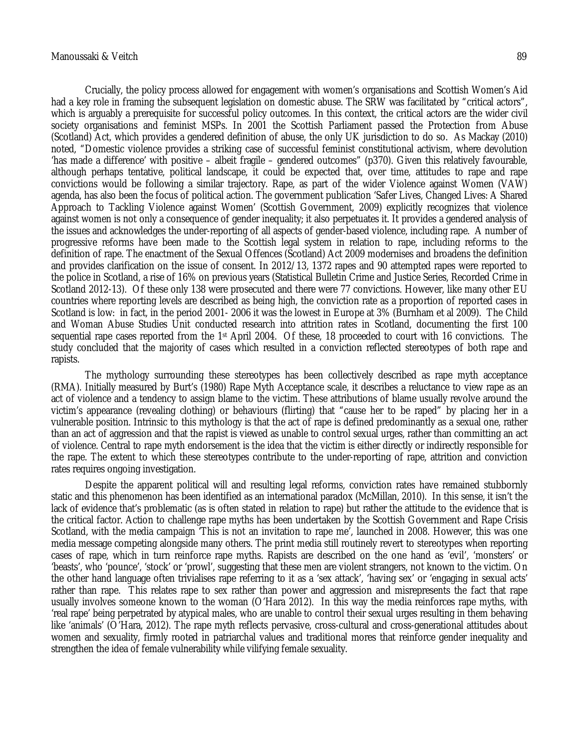Crucially, the policy process allowed for engagement with women's organisations and Scottish Women's Aid had a key role in framing the subsequent legislation on domestic abuse. The SRW was facilitated by "critical actors", which is arguably a prerequisite for successful policy outcomes. In this context, the critical actors are the wider civil society organisations and feminist MSPs. In 2001 the Scottish Parliament passed the Protection from Abuse (Scotland) Act, which provides a gendered definition of abuse, the only UK jurisdiction to do so. As Mackay (2010) noted, "Domestic violence provides a striking case of successful feminist constitutional activism, where devolution 'has made a difference' with positive – albeit fragile – gendered outcomes" (p370). Given this relatively favourable, although perhaps tentative, political landscape, it could be expected that, over time, attitudes to rape and rape convictions would be following a similar trajectory. Rape, as part of the wider Violence against Women (VAW) agenda, has also been the focus of political action. The government publication 'Safer Lives, Changed Lives: A Shared Approach to Tackling Violence against Women' (Scottish Government, 2009) explicitly recognizes that violence against women is not only a consequence of gender inequality; it also perpetuates it. It provides a gendered analysis of the issues and acknowledges the under-reporting of all aspects of gender-based violence, including rape. A number of progressive reforms have been made to the Scottish legal system in relation to rape, including reforms to the definition of rape. The enactment of the Sexual Offences (Scotland) Act 2009 modernises and broadens the definition and provides clarification on the issue of consent. In 2012/13, 1372 rapes and 90 attempted rapes were reported to the police in Scotland, a rise of 16% on previous years (Statistical Bulletin Crime and Justice Series, Recorded Crime in Scotland 2012-13). Of these only 138 were prosecuted and there were 77 convictions. However, like many other EU countries where reporting levels are described as being high, the conviction rate as a proportion of reported cases in Scotland is low: in fact, in the period 2001- 2006 it was the lowest in Europe at 3% (Burnham et al 2009). The Child and Woman Abuse Studies Unit conducted research into attrition rates in Scotland, documenting the first 100 sequential rape cases reported from the 1st April 2004. Of these, 18 proceeded to court with 16 convictions. The study concluded that the majority of cases which resulted in a conviction reflected stereotypes of both rape and rapists.

The mythology surrounding these stereotypes has been collectively described as rape myth acceptance (RMA). Initially measured by Burt's (1980) Rape Myth Acceptance scale, it describes a reluctance to view rape as an act of violence and a tendency to assign blame to the victim. These attributions of blame usually revolve around the victim's appearance (revealing clothing) or behaviours (flirting) that "cause her to be raped" by placing her in a vulnerable position. Intrinsic to this mythology is that the act of rape is defined predominantly as a sexual one, rather than an act of aggression and that the rapist is viewed as unable to control sexual urges, rather than committing an act of violence. Central to rape myth endorsement is the idea that the victim is either directly or indirectly responsible for the rape. The extent to which these stereotypes contribute to the under-reporting of rape, attrition and conviction rates requires ongoing investigation.

Despite the apparent political will and resulting legal reforms, conviction rates have remained stubbornly static and this phenomenon has been identified as an international paradox (McMillan, 2010). In this sense, it isn't the lack of evidence that's problematic (as is often stated in relation to rape) but rather the attitude to the evidence that is the critical factor. Action to challenge rape myths has been undertaken by the Scottish Government and Rape Crisis Scotland, with the media campaign 'This is not an invitation to rape me', launched in 2008. However, this was one media message competing alongside many others. The print media still routinely revert to stereotypes when reporting cases of rape, which in turn reinforce rape myths. Rapists are described on the one hand as 'evil', 'monsters' or 'beasts', who 'pounce', 'stock' or 'prowl', suggesting that these men are violent strangers, not known to the victim. On the other hand language often trivialises rape referring to it as a 'sex attack', 'having sex' or 'engaging in sexual acts' rather than rape. This relates rape to sex rather than power and aggression and misrepresents the fact that rape usually involves someone known to the woman (O'Hara 2012). In this way the media reinforces rape myths, with 'real rape' being perpetrated by atypical males, who are unable to control their sexual urges resulting in them behaving like 'animals' (O'Hara, 2012). The rape myth reflects pervasive, cross-cultural and cross-generational attitudes about women and sexuality, firmly rooted in patriarchal values and traditional mores that reinforce gender inequality and strengthen the idea of female vulnerability while vilifying female sexuality.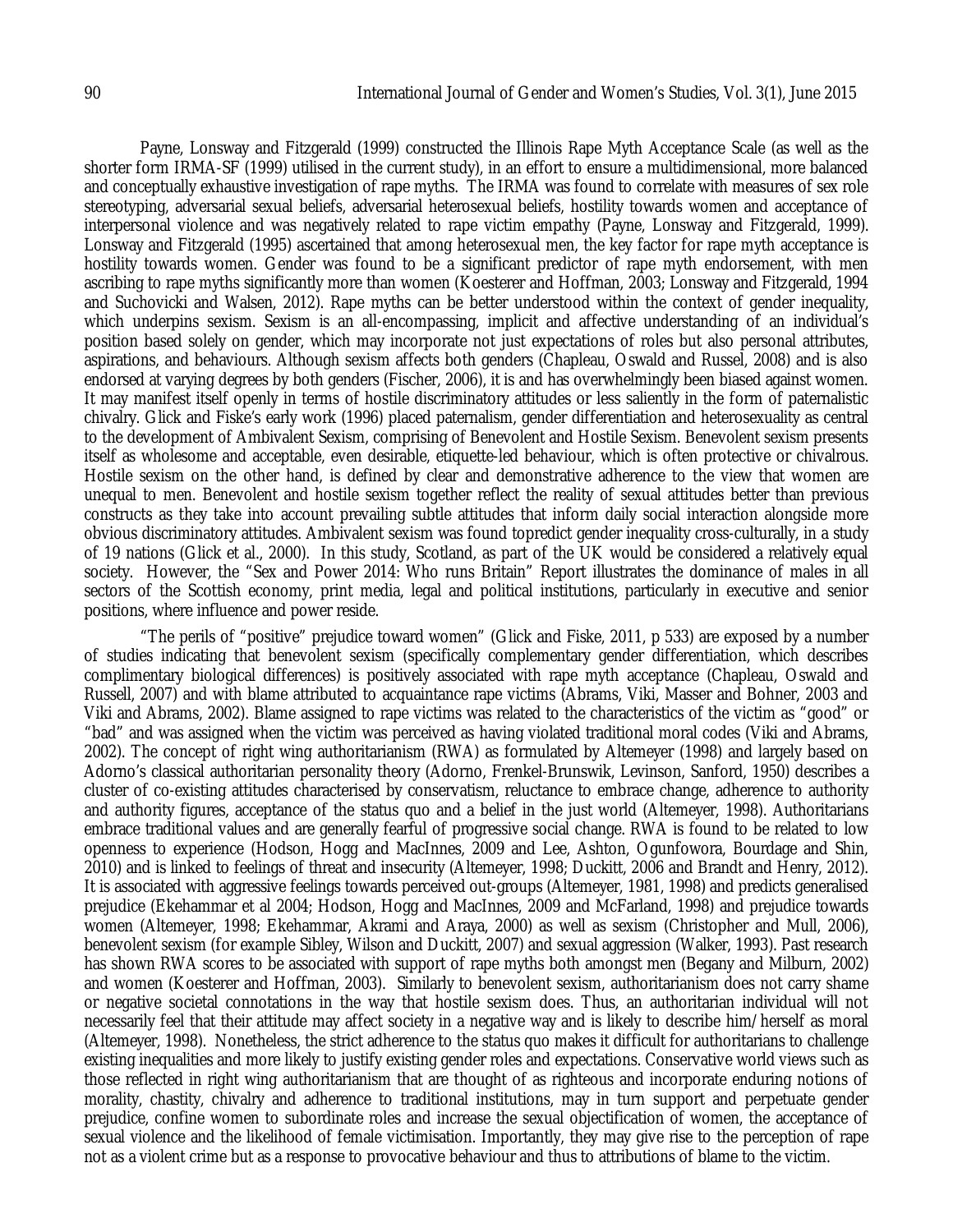Payne, Lonsway and Fitzgerald (1999) constructed the Illinois Rape Myth Acceptance Scale (as well as the shorter form IRMA-SF (1999) utilised in the current study), in an effort to ensure a multidimensional, more balanced and conceptually exhaustive investigation of rape myths. The IRMA was found to correlate with measures of sex role stereotyping, adversarial sexual beliefs, adversarial heterosexual beliefs, hostility towards women and acceptance of interpersonal violence and was negatively related to rape victim empathy (Payne, Lonsway and Fitzgerald, 1999). Lonsway and Fitzgerald (1995) ascertained that among heterosexual men, the key factor for rape myth acceptance is hostility towards women. Gender was found to be a significant predictor of rape myth endorsement, with men ascribing to rape myths significantly more than women (Koesterer and Hoffman, 2003; Lonsway and Fitzgerald, 1994 and Suchovicki and Walsen, 2012). Rape myths can be better understood within the context of gender inequality, which underpins sexism. Sexism is an all-encompassing, implicit and affective understanding of an individual's position based solely on gender, which may incorporate not just expectations of roles but also personal attributes, aspirations, and behaviours. Although sexism affects both genders (Chapleau, Oswald and Russel, 2008) and is also endorsed at varying degrees by both genders (Fischer, 2006), it is and has overwhelmingly been biased against women. It may manifest itself openly in terms of hostile discriminatory attitudes or less saliently in the form of paternalistic chivalry. Glick and Fiske's early work (1996) placed paternalism, gender differentiation and heterosexuality as central to the development of Ambivalent Sexism, comprising of Benevolent and Hostile Sexism. Benevolent sexism presents itself as wholesome and acceptable, even desirable, etiquette-led behaviour, which is often protective or chivalrous. Hostile sexism on the other hand, is defined by clear and demonstrative adherence to the view that women are unequal to men. Benevolent and hostile sexism together reflect the reality of sexual attitudes better than previous constructs as they take into account prevailing subtle attitudes that inform daily social interaction alongside more obvious discriminatory attitudes. Ambivalent sexism was found topredict gender inequality cross-culturally, in a study of 19 nations (Glick et al., 2000). In this study, Scotland, as part of the UK would be considered a relatively equal society. However, the "Sex and Power 2014: Who runs Britain" Report illustrates the dominance of males in all sectors of the Scottish economy, print media, legal and political institutions, particularly in executive and senior positions, where influence and power reside.

"The perils of "positive" prejudice toward women" (Glick and Fiske, 2011, p 533) are exposed by a number of studies indicating that benevolent sexism (specifically complementary gender differentiation, which describes complimentary biological differences) is positively associated with rape myth acceptance (Chapleau, Oswald and Russell, 2007) and with blame attributed to acquaintance rape victims (Abrams, Viki, Masser and Bohner, 2003 and Viki and Abrams, 2002). Blame assigned to rape victims was related to the characteristics of the victim as "good" or "bad" and was assigned when the victim was perceived as having violated traditional moral codes (Viki and Abrams, 2002). The concept of right wing authoritarianism (RWA) as formulated by Altemeyer (1998) and largely based on Adorno's classical authoritarian personality theory (Adorno, Frenkel-Brunswik, Levinson, Sanford, 1950) describes a cluster of co-existing attitudes characterised by conservatism, reluctance to embrace change, adherence to authority and authority figures, acceptance of the status quo and a belief in the just world (Altemeyer, 1998). Authoritarians embrace traditional values and are generally fearful of progressive social change. RWA is found to be related to low openness to experience (Hodson, Hogg and MacInnes, 2009 and Lee, Ashton, Ogunfowora, Bourdage and Shin, 2010) and is linked to feelings of threat and insecurity (Altemeyer, 1998; Duckitt, 2006 and Brandt and Henry, 2012). It is associated with aggressive feelings towards perceived out-groups (Altemeyer, 1981, 1998) and predicts generalised prejudice (Ekehammar et al 2004; Hodson, Hogg and MacInnes, 2009 and McFarland, 1998) and prejudice towards women (Altemeyer, 1998; Ekehammar, Akrami and Araya, 2000) as well as sexism (Christopher and Mull, 2006), benevolent sexism (for example Sibley, Wilson and Duckitt, 2007) and sexual aggression (Walker, 1993). Past research has shown RWA scores to be associated with support of rape myths both amongst men (Begany and Milburn, 2002) and women (Koesterer and Hoffman, 2003). Similarly to benevolent sexism, authoritarianism does not carry shame or negative societal connotations in the way that hostile sexism does. Thus, an authoritarian individual will not necessarily feel that their attitude may affect society in a negative way and is likely to describe him/herself as moral (Altemeyer, 1998). Nonetheless, the strict adherence to the status quo makes it difficult for authoritarians to challenge existing inequalities and more likely to justify existing gender roles and expectations. Conservative world views such as those reflected in right wing authoritarianism that are thought of as righteous and incorporate enduring notions of morality, chastity, chivalry and adherence to traditional institutions, may in turn support and perpetuate gender prejudice, confine women to subordinate roles and increase the sexual objectification of women, the acceptance of sexual violence and the likelihood of female victimisation. Importantly, they may give rise to the perception of rape not as a violent crime but as a response to provocative behaviour and thus to attributions of blame to the victim.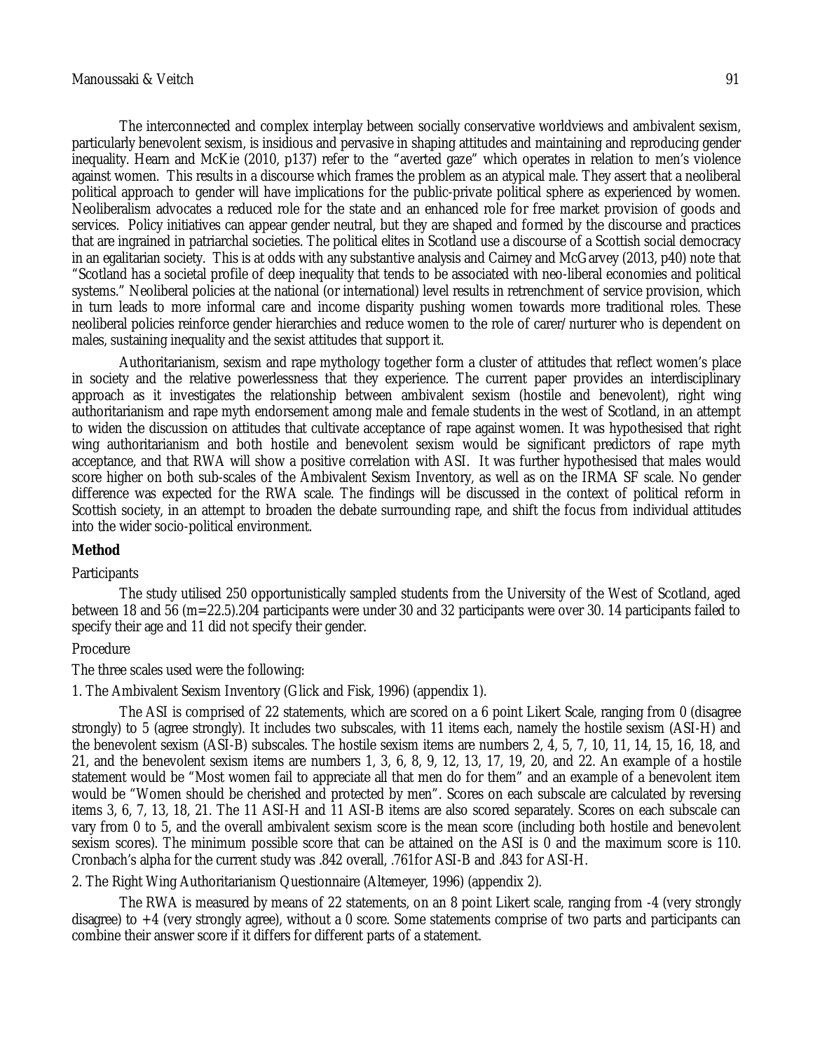The interconnected and complex interplay between socially conservative worldviews and ambivalent sexism, particularly benevolent sexism, is insidious and pervasive in shaping attitudes and maintaining and reproducing gender inequality. Hearn and McKie (2010, p137) refer to the "averted gaze" which operates in relation to men's violence against women. This results in a discourse which frames the problem as an atypical male. They assert that a neoliberal political approach to gender will have implications for the public-private political sphere as experienced by women. Neoliberalism advocates a reduced role for the state and an enhanced role for free market provision of goods and services. Policy initiatives can appear gender neutral, but they are shaped and formed by the discourse and practices that are ingrained in patriarchal societies. The political elites in Scotland use a discourse of a Scottish social democracy in an egalitarian society. This is at odds with any substantive analysis and Cairney and McGarvey (2013, p40) note that "Scotland has a societal profile of deep inequality that tends to be associated with neo-liberal economies and political systems." Neoliberal policies at the national (or international) level results in retrenchment of service provision, which in turn leads to more informal care and income disparity pushing women towards more traditional roles. These neoliberal policies reinforce gender hierarchies and reduce women to the role of carer/nurturer who is dependent on males, sustaining inequality and the sexist attitudes that support it.

Authoritarianism, sexism and rape mythology together form a cluster of attitudes that reflect women's place in society and the relative powerlessness that they experience. The current paper provides an interdisciplinary approach as it investigates the relationship between ambivalent sexism (hostile and benevolent), right wing authoritarianism and rape myth endorsement among male and female students in the west of Scotland, in an attempt to widen the discussion on attitudes that cultivate acceptance of rape against women. It was hypothesised that right wing authoritarianism and both hostile and benevolent sexism would be significant predictors of rape myth acceptance, and that RWA will show a positive correlation with ASI. It was further hypothesised that males would score higher on both sub-scales of the Ambivalent Sexism Inventory, as well as on the IRMA SF scale. No gender difference was expected for the RWA scale. The findings will be discussed in the context of political reform in Scottish society, in an attempt to broaden the debate surrounding rape, and shift the focus from individual attitudes into the wider socio-political environment.

## Method

### Participants

The study utilised 250 opportunistically sampled students from the University of the West of Scotland, aged between 18 and 56 (m=22.5).204 participants were under 30 and 32 participants were over 30. 14 participants failed to specify their age and 11 did not specify their gender.

### Procedure

The three scales used were the following:

1. The Ambivalent Sexism Inventory (Glick and Fisk, 1996) (appendix 1).

The ASI is comprised of 22 statements, which are scored on a 6 point Likert Scale, ranging from 0 (disagree strongly) to 5 (agree strongly). It includes two subscales, with 11 items each, namely the hostile sexism (ASI-H) and the benevolent sexism (ASI-B) subscales. The hostile sexism items are numbers 2, 4, 5, 7, 10, 11, 14, 15, 16, 18, and 21, and the benevolent sexism items are numbers 1, 3, 6, 8, 9, 12, 13, 17, 19, 20, and 22. An example of a hostile statement would be "Most women fail to appreciate all that men do for them" and an example of a benevolent item would be "Women should be cherished and protected by men". Scores on each subscale are calculated by reversing items 3, 6, 7, 13, 18, 21. The 11 ASI-H and 11 ASI-B items are also scored separately. Scores on each subscale can vary from 0 to 5, and the overall ambivalent sexism score is the mean score (including both hostile and benevolent sexism scores). The minimum possible score that can be attained on the ASI is 0 and the maximum score is 110. Cronbach's alpha for the current study was .842 overall, .761for ASI-B and .843 for ASI-H.

2. The Right Wing Authoritarianism Questionnaire (Altemeyer, 1996) (appendix 2).

The RWA is measured by means of 22 statements, on an 8 point Likert scale, ranging from -4 (very strongly disagree) to +4 (very strongly agree), without a 0 score. Some statements comprise of two parts and participants can combine their answer score if it differs for different parts of a statement.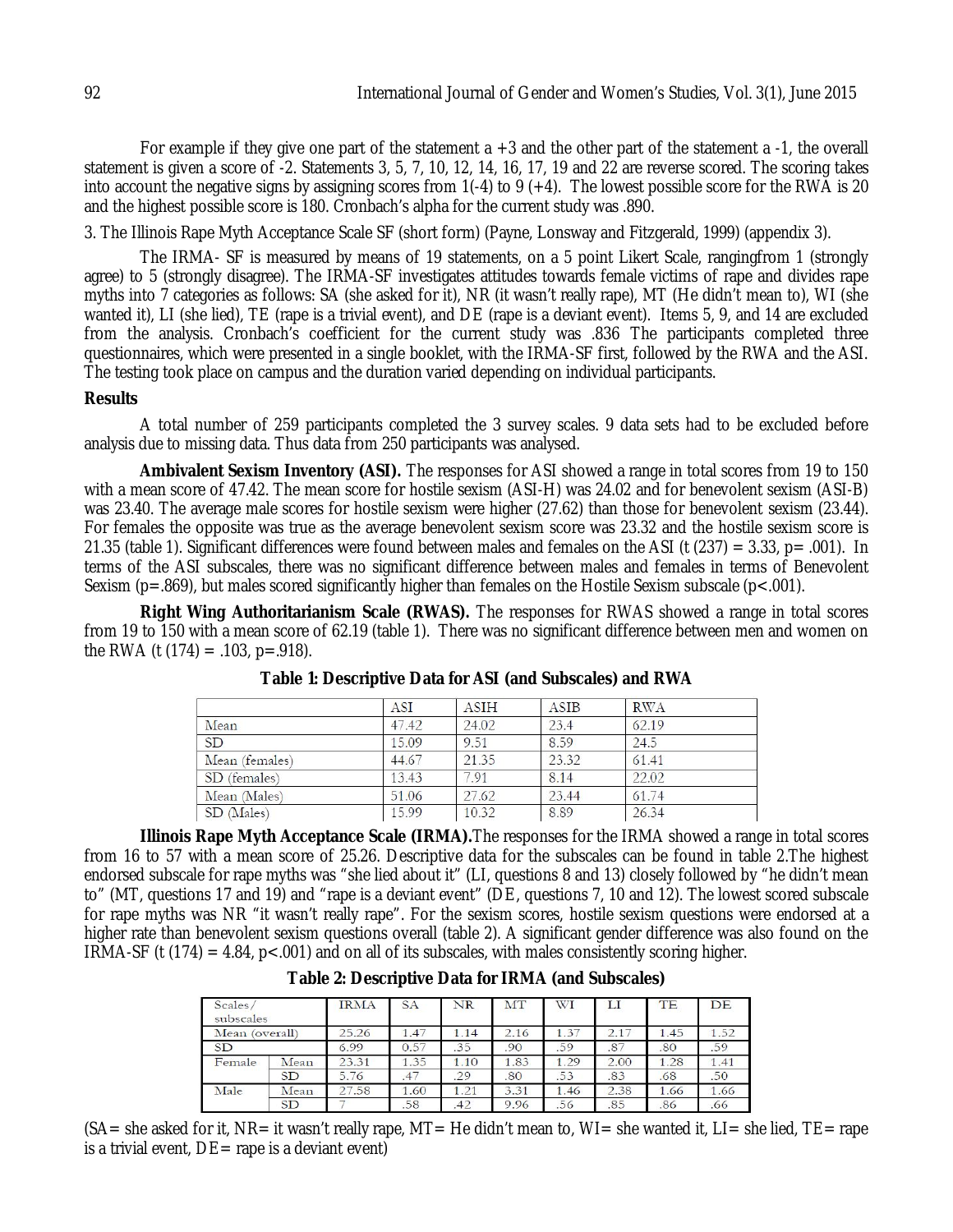For example if they give one part of the statement a +3 and the other part of the statement a -1, the overall statement is given a score of -2. Statements 3, 5, 7, 10, 12, 14, 16, 17, 19 and 22 are reverse scored. The scoring takes into account the negative signs by assigning scores from 1(-4) to 9 (+4). The lowest possible score for the RWA is 20 and the highest possible score is 180. Cronbach's alpha for the current study was .890.

3. The Illinois Rape Myth Acceptance Scale SF (short form) (Payne, Lonsway and Fitzgerald, 1999) (appendix 3).

The IRMA- SF is measured by means of 19 statements, on a 5 point Likert Scale, rangingfrom 1 (strongly agree) to 5 (strongly disagree). The IRMA-SF investigates attitudes towards female victims of rape and divides rape myths into 7 categories as follows: SA (she asked for it), NR (it wasn't really rape), MT (He didn't mean to), WI (she wanted it), LI (she lied), TE (rape is a trivial event), and DE (rape is a deviant event). Items 5, 9, and 14 are excluded from the analysis. Cronbach's coefficient for the current study was .836 The participants completed three questionnaires, which were presented in a single booklet, with the IRMA-SF first, followed by the RWA and the ASI. The testing took place on campus and the duration varied depending on individual participants.

## Results

A total number of 259 participants completed the 3 survey scales. 9 data sets had to be excluded before analysis due to missing data. Thus data from 250 participants was analysed.

**Ambivalent Sexism Inventory (ASI).** The responses for ASI showed a range in total scores from 19 to 150 with a mean score of 47.42. The mean score for hostile sexism (ASI-H) was 24.02 and for benevolent sexism (ASI-B) was 23.40. The average male scores for hostile sexism were higher (27.62) than those for benevolent sexism (23.44). For females the opposite was true as the average benevolent sexism score was 23.32 and the hostile sexism score is 21.35 (table 1). Significant differences were found between males and females on the ASI ($t(237) = 3.33$, $p = .001$). In terms of the ASI subscales, there was no significant difference between males and females in terms of Benevolent Sexism ($p=.869$), but males scored significantly higher than females on the Hostile Sexism subscale ($p<.001$).

**Right Wing Authoritarianism Scale (RWAS).** The responses for RWAS showed a range in total scores from 19 to 150 with a mean score of 62.19 (table 1). There was no significant difference between men and women on the RWA ($t(174) = .103$, $p=.918$).

**Table 1: Descriptive Data for ASI (and Subscales) and RWA**

| | ASI | ASIH | ASIB | RWA |
|---|---|---|---|---|
| Mean | 47.42 | 24.02 | 23.4 | 62.19 |
| SD | 15.09 | 9.51 | 8.59 | 24.5 |
| Mean (females) | 44.67 | 21.35 | 23.32 | 61.41 |
| SD (females) | 13.43 | 7.91 | 8.14 | 22.02 |
| Mean (Males) | 51.06 | 27.62 | 23.44 | 61.74 |
| SD (Males) | 15.99 | 10.32 | 8.89 | 26.34 |

**Illinois Rape Myth Acceptance Scale (IRMA).** The responses for the IRMA showed a range in total scores from 16 to 57 with a mean score of 25.26. Descriptive data for the subscales can be found in table 2.The highest endorsed subscale for rape myths was "she lied about it" (LI, questions 8 and 13) closely followed by "he didn't mean to" (MT, questions 17 and 19) and "rape is a deviant event" (DE, questions 7, 10 and 12). The lowest scored subscale for rape myths was NR "it wasn't really rape". For the sexism scores, hostile sexism questions were endorsed at a higher rate than benevolent sexism questions overall (table 2). A significant gender difference was also found on the IRMA-SF ($t(174) = 4.84$, $p<.001$) and on all of its subscales, with males consistently scoring higher.

**Table 2: Descriptive Data for IRMA (and Subscales)**

| Scales/ subscales | | IRMA | SA | NR | MT | WI | LI | TE | DE |
|---|---|---|---|---|---|---|---|---|---|
| Mean (overall) | | 25.26 | 1.47 | 1.14 | 2.16 | 1.37 | 2.17 | 1.45 | 1.52 |
| SD | | 6.99 | 0.57 | .35 | .90 | .59 | .87 | .80 | .59 |
| Female | Mean | 23.31 | 1.35 | 1.10 | 1.83 | 1.29 | 2.00 | 1.28 | 1.41 |
| | SD | 5.76 | .47 | .29 | .80 | .53 | .83 | .68 | .50 |
| Male | Mean | 27.58 | 1.60 | 1.21 | 3.31 | 1.46 | 2.38 | 1.66 | 1.66 |
| | SD | 7 | .58 | .42 | 9.96 | .56 | .85 | .86 | .66 |

(SA= she asked for it, NR= it wasn't really rape, MT= He didn't mean to, WI= she wanted it, LI= she lied, TE= rape is a trivial event, DE= rape is a deviant event)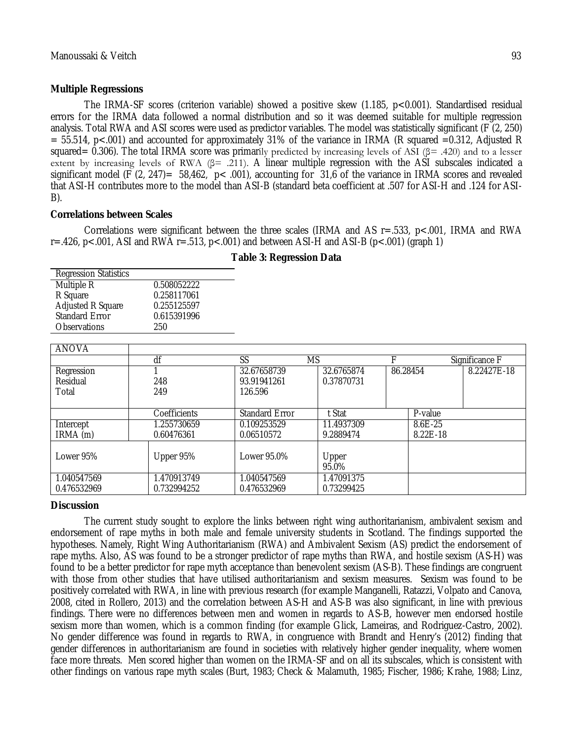### Multiple Regressions

The IRMA-SF scores (criterion variable) showed a positive skew (1.185, $p<0.001$). Standardised residual errors for the IRMA data followed a normal distribution and so it was deemed suitable for multiple regression analysis. Total RWA and ASI scores were used as predictor variables. The model was statistically significant ($F$ (2, 250) = 55.514, $p<.001$) and accounted for approximately 31% of the variance in IRMA (R squared =0.312, Adjusted R squared= 0.306). The total IRMA score was primarily predicted by increasing levels of ASI ($\beta$= .420) and to a lesser extent by increasing levels of RWA ($\beta$= .211). A linear multiple regression with the ASI subscales indicated a significant model ($F$ (2, 247)= 58,462, $p<.001$), accounting for 31,6 of the variance in IRMA scores and revealed that ASI-H contributes more to the model than ASI-B (standard beta coefficient at .507 for ASI-H and .124 for ASI-B).

### Correlations between Scales

Correlations were significant between the three scales (IRMA and AS r=.533, $p<.001$, IRMA and RWA r=.426, $p<.001$, ASI and RWA r=.513, $p<.001$) and between ASI-H and ASI-B ($p<.001$) (graph 1)

**Table 3: Regression Data**

| Regression Statistics | |
|---|---|
| Multiple R | 0.508052222 |
| R Square | 0.258117061 |
| Adjusted R Square | 0.255125597 |
| Standard Error | 0.615391996 |
| Observations | 250 |

| ANOVA | | | | | |
|---|---|---|---|---|---|
| | df | SS | MS | F | Significance F |
| Regression | 1 | 32.67658739 | 32.6765874 | 86.28454 | 8.22427E-18 |
| Residual | 248 | 93.91941261 | 0.37870731 | | |
| Total | 249 | 126.596 | | | |
| | Coefficients | Standard Error | t Stat | P-value | |
| Intercept | 1.255730659 | 0.109253529 | 11.4937309 | 8.6E-25 | |
| IRMA (m) | 0.60476361 | 0.06510572 | 9.2889474 | 8.22E-18 | |
| Lower 95% | Upper 95% | Lower 95.0% | Upper 95.0% | | |
| 1.040547569 | 1.470913749 | 1.040547569 | 1.47091375 | | |
| 0.476532969 | 0.732994252 | 0.476532969 | 0.73299425 | | |

### Discussion

The current study sought to explore the links between right wing authoritarianism, ambivalent sexism and endorsement of rape myths in both male and female university students in Scotland. The findings supported the hypotheses. Namely, Right Wing Authoritarianism (RWA) and Ambivalent Sexism (AS) predict the endorsement of rape myths. Also, AS was found to be a stronger predictor of rape myths than RWA, and hostile sexism (AS-H) was found to be a better predictor for rape myth acceptance than benevolent sexism (AS-B). These findings are congruent with those from other studies that have utilised authoritarianism and sexism measures. Sexism was found to be positively correlated with RWA, in line with previous research (for example Manganelli, Ratazzi, Volpato and Canova, 2008, cited in Rollero, 2013) and the correlation between AS-H and AS-B was also significant, in line with previous findings. There were no differences between men and women in regards to AS-B, however men endorsed hostile sexism more than women, which is a common finding (for example Glick, Lameiras, and Rodriguez-Castro, 2002). No gender difference was found in regards to RWA, in congruence with Brandt and Henry's (2012) finding that gender differences in authoritarianism are found in societies with relatively higher gender inequality, where women face more threats. Men scored higher than women on the IRMA-SF and on all its subscales, which is consistent with other findings on various rape myth scales (Burt, 1983; Check & Malamuth, 1985; Fischer, 1986; Krahe, 1988; Linz,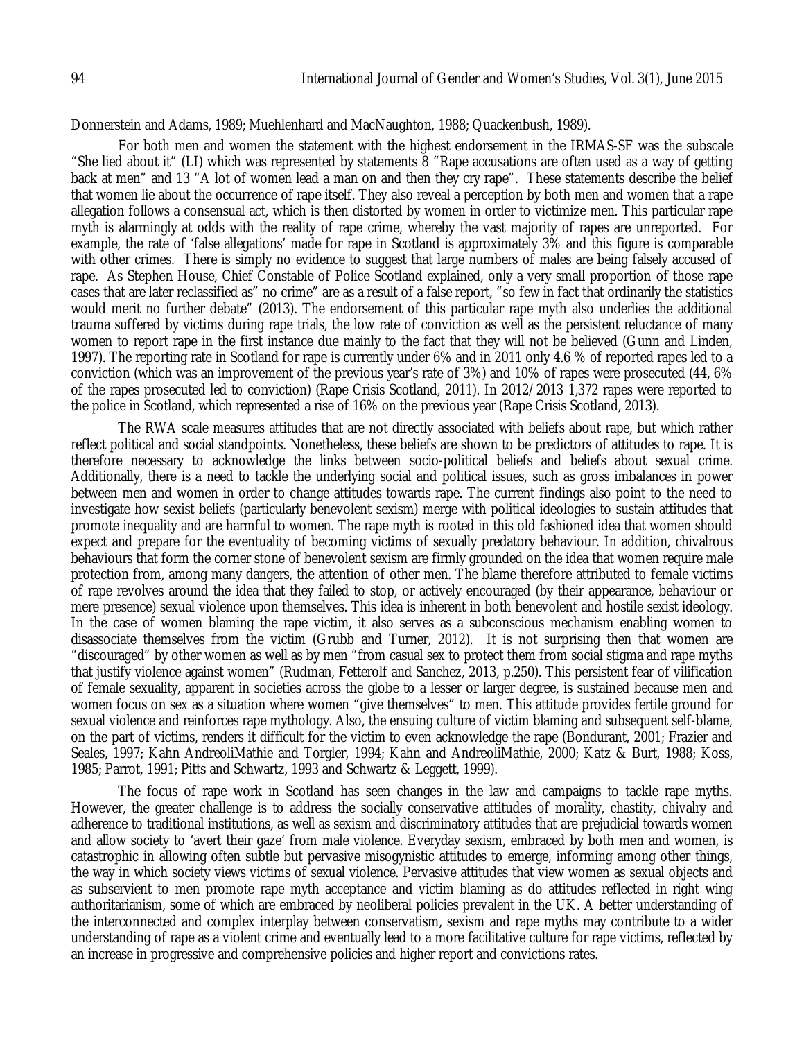Donnerstein and Adams, 1989; Muehlenhard and MacNaughton, 1988; Quackenbush, 1989).

For both men and women the statement with the highest endorsement in the IRMAS-SF was the subscale "She lied about it" (LI) which was represented by statements 8 "Rape accusations are often used as a way of getting back at men" and 13 "A lot of women lead a man on and then they cry rape". These statements describe the belief that women lie about the occurrence of rape itself. They also reveal a perception by both men and women that a rape allegation follows a consensual act, which is then distorted by women in order to victimize men. This particular rape myth is alarmingly at odds with the reality of rape crime, whereby the vast majority of rapes are unreported. For example, the rate of 'false allegations' made for rape in Scotland is approximately 3% and this figure is comparable with other crimes. There is simply no evidence to suggest that large numbers of males are being falsely accused of rape. As Stephen House, Chief Constable of Police Scotland explained, only a very small proportion of those rape cases that are later reclassified as" no crime" are as a result of a false report, "so few in fact that ordinarily the statistics would merit no further debate" (2013). The endorsement of this particular rape myth also underlies the additional trauma suffered by victims during rape trials, the low rate of conviction as well as the persistent reluctance of many women to report rape in the first instance due mainly to the fact that they will not be believed (Gunn and Linden, 1997). The reporting rate in Scotland for rape is currently under 6% and in 2011 only 4.6 % of reported rapes led to a conviction (which was an improvement of the previous year's rate of 3%) and 10% of rapes were prosecuted (44, 6% of the rapes prosecuted led to conviction) (Rape Crisis Scotland, 2011). In 2012/2013 1,372 rapes were reported to the police in Scotland, which represented a rise of 16% on the previous year (Rape Crisis Scotland, 2013).

The RWA scale measures attitudes that are not directly associated with beliefs about rape, but which rather reflect political and social standpoints. Nonetheless, these beliefs are shown to be predictors of attitudes to rape. It is therefore necessary to acknowledge the links between socio-political beliefs and beliefs about sexual crime. Additionally, there is a need to tackle the underlying social and political issues, such as gross imbalances in power between men and women in order to change attitudes towards rape. The current findings also point to the need to investigate how sexist beliefs (particularly benevolent sexism) merge with political ideologies to sustain attitudes that promote inequality and are harmful to women. The rape myth is rooted in this old fashioned idea that women should expect and prepare for the eventuality of becoming victims of sexually predatory behaviour. In addition, chivalrous behaviours that form the corner stone of benevolent sexism are firmly grounded on the idea that women require male protection from, among many dangers, the attention of other men. The blame therefore attributed to female victims of rape revolves around the idea that they failed to stop, or actively encouraged (by their appearance, behaviour or mere presence) sexual violence upon themselves. This idea is inherent in both benevolent and hostile sexist ideology. In the case of women blaming the rape victim, it also serves as a subconscious mechanism enabling women to disassociate themselves from the victim (Grubb and Turner, 2012). It is not surprising then that women are "discouraged" by other women as well as by men "from casual sex to protect them from social stigma and rape myths that justify violence against women" (Rudman, Fetterolf and Sanchez, 2013, p.250). This persistent fear of vilification of female sexuality, apparent in societies across the globe to a lesser or larger degree, is sustained because men and women focus on sex as a situation where women "give themselves" to men. This attitude provides fertile ground for sexual violence and reinforces rape mythology. Also, the ensuing culture of victim blaming and subsequent self-blame, on the part of victims, renders it difficult for the victim to even acknowledge the rape (Bondurant, 2001; Frazier and Seales, 1997; Kahn AndreoliMathie and Torgler, 1994; Kahn and AndreoliMathie, 2000; Katz & Burt, 1988; Koss, 1985; Parrot, 1991; Pitts and Schwartz, 1993 and Schwartz & Leggett, 1999).

The focus of rape work in Scotland has seen changes in the law and campaigns to tackle rape myths. However, the greater challenge is to address the socially conservative attitudes of morality, chastity, chivalry and adherence to traditional institutions, as well as sexism and discriminatory attitudes that are prejudicial towards women and allow society to 'avert their gaze' from male violence. Everyday sexism, embraced by both men and women, is catastrophic in allowing often subtle but pervasive misogynistic attitudes to emerge, informing among other things, the way in which society views victims of sexual violence. Pervasive attitudes that view women as sexual objects and as subservient to men promote rape myth acceptance and victim blaming as do attitudes reflected in right wing authoritarianism, some of which are embraced by neoliberal policies prevalent in the UK. A better understanding of the interconnected and complex interplay between conservatism, sexism and rape myths may contribute to a wider understanding of rape as a violent crime and eventually lead to a more facilitative culture for rape victims, reflected by an increase in progressive and comprehensive policies and higher report and convictions rates.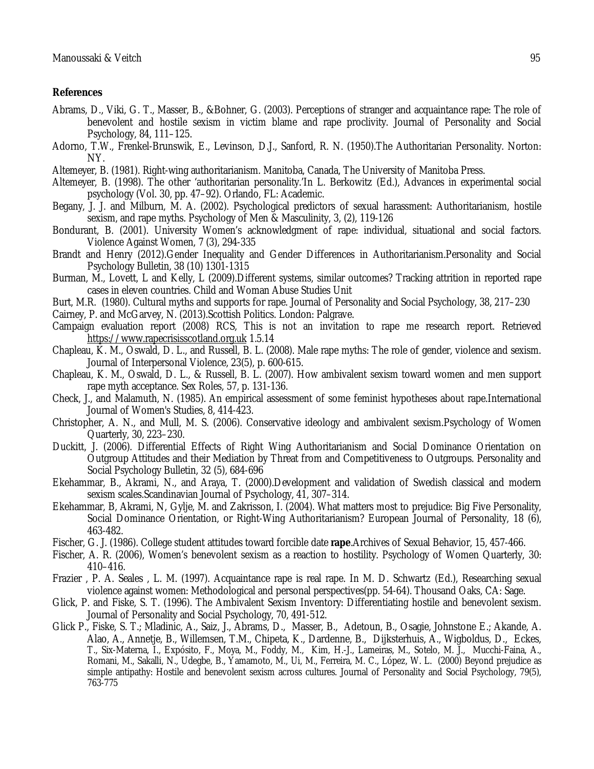**References**

Abrams, D., Viki, G. T., Masser, B., &Bohner, G. (2003). Perceptions of stranger and acquaintance rape: The role of benevolent and hostile sexism in victim blame and rape proclivity. Journal of Personality and Social Psychology, 84, 111–125.

Adorno, T.W., Frenkel-Brunswik, E., Levinson, D.J., Sanford, R. N. (1950).The Authoritarian Personality. Norton: NY.

Altemeyer, B. (1981). Right-wing authoritarianism. Manitoba, Canada, The University of Manitoba Press.

Altemeyer, B. (1998). The other 'authoritarian personality.'In L. Berkowitz (Ed.), Advances in experimental social psychology (Vol. 30, pp. 47–92). Orlando, FL: Academic.

Begany, J. J. and Milburn, M. A. (2002). Psychological predictors of sexual harassment: Authoritarianism, hostile sexism, and rape myths. Psychology of Men & Masculinity, 3, (2), 119-126

Bondurant, B. (2001). University Women's acknowledgment of rape: individual, situational and social factors. Violence Against Women, 7 (3), 294-335

Brandt and Henry (2012).Gender Inequality and Gender Differences in Authoritarianism.Personality and Social Psychology Bulletin, 38 (10) 1301-1315

Burman, M., Lovett, L and Kelly, L (2009).Different systems, similar outcomes? Tracking attrition in reported rape cases in eleven countries. Child and Woman Abuse Studies Unit

Burt, M.R. (1980). Cultural myths and supports for rape. Journal of Personality and Social Psychology, 38, 217–230

Cairney, P. and McGarvey, N. (2013).Scottish Politics. London: Palgrave.

Campaign evaluation report (2008) RCS, This is not an invitation to rape me research report. Retrieved https://www.rapecrisisscotland.org.uk 1.5.14

Chapleau, K. M., Oswald, D. L., and Russell, B. L. (2008). Male rape myths: The role of gender, violence and sexism. Journal of Interpersonal Violence, 23(5), p. 600-615.

Chapleau, K. M., Oswald, D. L., & Russell, B. L. (2007). How ambivalent sexism toward women and men support rape myth acceptance. Sex Roles, 57, p. 131-136.

Check, J., and Malamuth, N. (1985). An empirical assessment of some feminist hypotheses about rape.International Journal of Women's Studies, 8, 414-423.

Christopher, A. N., and Mull, M. S. (2006). Conservative ideology and ambivalent sexism.Psychology of Women Quarterly, 30, 223–230.

Duckitt, J. (2006). Differential Effects of Right Wing Authoritarianism and Social Dominance Orientation on Outgroup Attitudes and their Mediation by Threat from and Competitiveness to Outgroups. Personality and Social Psychology Bulletin, 32 (5), 684-696

Ekehammar, B., Akrami, N., and Araya, T. (2000).Development and validation of Swedish classical and modern sexism scales.Scandinavian Journal of Psychology, 41, 307–314.

Ekehammar, B, Akrami, N, Gylje, M. and Zakrisson, I. (2004). What matters most to prejudice: Big Five Personality, Social Dominance Orientation, or Right-Wing Authoritarianism? European Journal of Personality, 18 (6), 463-482.

Fischer, G. J. (1986). College student attitudes toward forcible date **rape**.Archives of Sexual Behavior, 15, 457-466.

Fischer, A. R. (2006), Women's benevolent sexism as a reaction to hostility. Psychology of Women Quarterly, 30: 410–416.

Frazier , P. A. Seales , L. M. (1997). Acquaintance rape is real rape. In M. D. Schwartz (Ed.), Researching sexual violence against women: Methodological and personal perspectives(pp. 54-64). Thousand Oaks, CA: Sage.

Glick, P. and Fiske, S. T. (1996). The Ambivalent Sexism Inventory: Differentiating hostile and benevolent sexism. Journal of Personality and Social Psychology, 70, 491-512.

Glick P., Fiske, S. T.; Mladinic, A., Saiz, J., Abrams, D., Masser, B., Adetoun, B., Osagie, Johnstone E.; Akande, A. Alao, A., Annetje, B., Willemsen, T.M., Chipeta, K., Dardenne, B., Dijksterhuis, A., Wigboldus, D., Eckes, T., Six-Materna, I., Expósito, F., Moya, M., Foddy, M., Kim, H.-J., Lameiras, M., Sotelo, M. J., Mucchi-Faina, A., Romani, M., Sakalli, N., Udegbe, B., Yamamoto, M., Ui, M., Ferreira, M. C., López, W. L. (2000) Beyond prejudice as simple antipathy: Hostile and benevolent sexism across cultures. Journal of Personality and Social Psychology, 79(5), 763-775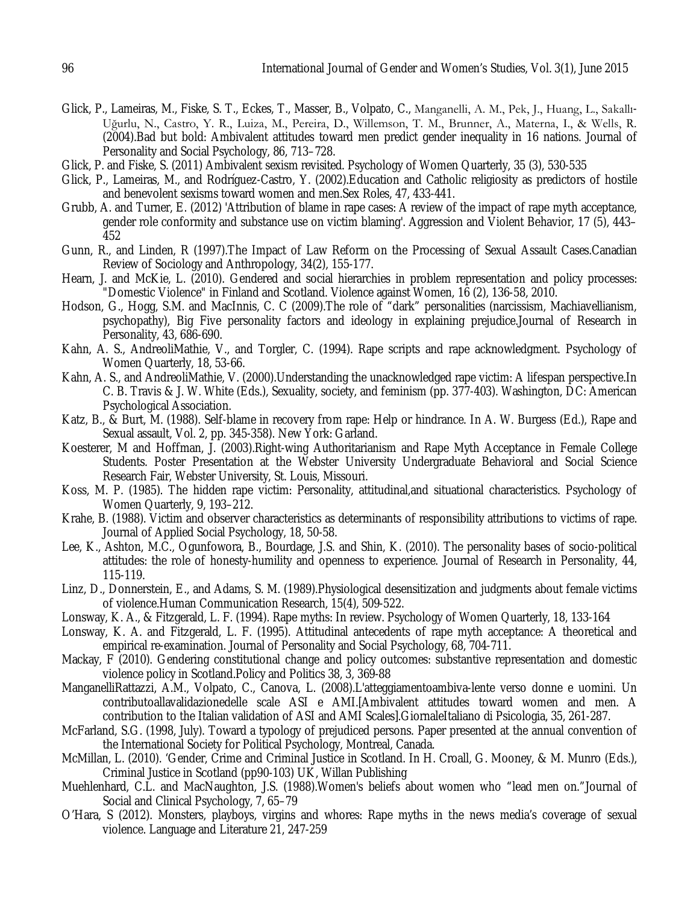Glick, P., Lameiras, M., Fiske, S. T., Eckes, T., Masser, B., Volpato, C., Manganelli, A. M., Pek, J., Huang, L., Sakallı-Uğurlu, N., Castro, Y. R., Luiza, M., Pereira, D., Willemson, T. M., Brunner, A., Materna, I., & Wells, R. (2004).Bad but bold: Ambivalent attitudes toward men predict gender inequality in 16 nations. Journal of Personality and Social Psychology, 86, 713–728.

Glick, P. and Fiske, S. (2011) Ambivalent sexism revisited. Psychology of Women Quarterly, 35 (3), 530-535

Glick, P., Lameiras, M., and Rodríguez-Castro, Y. (2002).Education and Catholic religiosity as predictors of hostile and benevolent sexisms toward women and men.Sex Roles, 47, 433-441.

Grubb, A. and Turner, E. (2012) 'Attribution of blame in rape cases: A review of the impact of rape myth acceptance, gender role conformity and substance use on victim blaming'. Aggression and Violent Behavior, 17 (5), 443–452

Gunn, R., and Linden, R (1997).The Impact of Law Reform on the Processing of Sexual Assault Cases.Canadian Review of Sociology and Anthropology, 34(2), 155-177.

Hearn, J. and McKie, L. (2010). Gendered and social hierarchies in problem representation and policy processes: "Domestic Violence" in Finland and Scotland. Violence against Women, 16 (2), 136-58, 2010.

Hodson, G., Hogg, S.M. and MacInnis, C. C (2009).The role of "dark" personalities (narcissism, Machiavellianism, psychopathy), Big Five personality factors and ideology in explaining prejudice.Journal of Research in Personality, 43, 686-690.

Kahn, A. S., AndreoliMathie, V., and Torgler, C. (1994). Rape scripts and rape acknowledgment. Psychology of Women Quarterly, 18, 53-66.

Kahn, A. S., and AndreoliMathie, V. (2000).Understanding the unacknowledged rape victim: A lifespan perspective.In C. B. Travis & J. W. White (Eds.), Sexuality, society, and feminism (pp. 377-403). Washington, DC: American Psychological Association.

Katz, B., & Burt, M. (1988). Self-blame in recovery from rape: Help or hindrance. In A. W. Burgess (Ed.), Rape and Sexual assault, Vol. 2, pp. 345-358). New York: Garland.

Koesterer, M and Hoffman, J. (2003).Right-wing Authoritarianism and Rape Myth Acceptance in Female College Students. Poster Presentation at the Webster University Undergraduate Behavioral and Social Science Research Fair, Webster University, St. Louis, Missouri.

Koss, M. P. (1985). The hidden rape victim: Personality, attitudinal,and situational characteristics. Psychology of Women Quarterly, 9, 193–212.

Krahe, B. (1988). Victim and observer characteristics as determinants of responsibility attributions to victims of rape. Journal of Applied Social Psychology, 18, 50-58.

Lee, K., Ashton, M.C., Ogunfowora, B., Bourdage, J.S. and Shin, K. (2010). The personality bases of socio-political attitudes: the role of honesty-humility and openness to experience. Journal of Research in Personality, 44, 115-119.

Linz, D., Donnerstein, E., and Adams, S. M. (1989).Physiological desensitization and judgments about female victims of violence.Human Communication Research, 15(4), 509-522.

Lonsway, K. A., & Fitzgerald, L. F. (1994). Rape myths: In review. Psychology of Women Quarterly, 18, 133-164

Lonsway, K. A. and Fitzgerald, L. F. (1995). Attitudinal antecedents of rape myth acceptance: A theoretical and empirical re-examination. Journal of Personality and Social Psychology, 68, 704-711.

Mackay, F (2010). Gendering constitutional change and policy outcomes: substantive representation and domestic violence policy in Scotland.Policy and Politics 38, 3, 369-88

ManganelliRattazzi, A.M., Volpato, C., Canova, L. (2008).L'atteggiamentoambiva-lente verso donne e uomini. Un contributoallavalidazionedelle scale ASI e AMI.[Ambivalent attitudes toward women and men. A contribution to the Italian validation of ASI and AMI Scales].GiornaleItaliano di Psicologia, 35, 261-287.

McFarland, S.G. (1998, July). Toward a typology of prejudiced persons. Paper presented at the annual convention of the International Society for Political Psychology, Montreal, Canada.

McMillan, L. (2010). 'Gender, Crime and Criminal Justice in Scotland. In H. Croall, G. Mooney, & M. Munro (Eds.), Criminal Justice in Scotland (pp90-103) UK, Willan Publishing

Muehlenhard, C.L. and MacNaughton, J.S. (1988).Women's beliefs about women who "lead men on."Journal of Social and Clinical Psychology, 7, 65–79

O'Hara, S (2012). Monsters, playboys, virgins and whores: Rape myths in the news media's coverage of sexual violence. Language and Literature 21, 247-259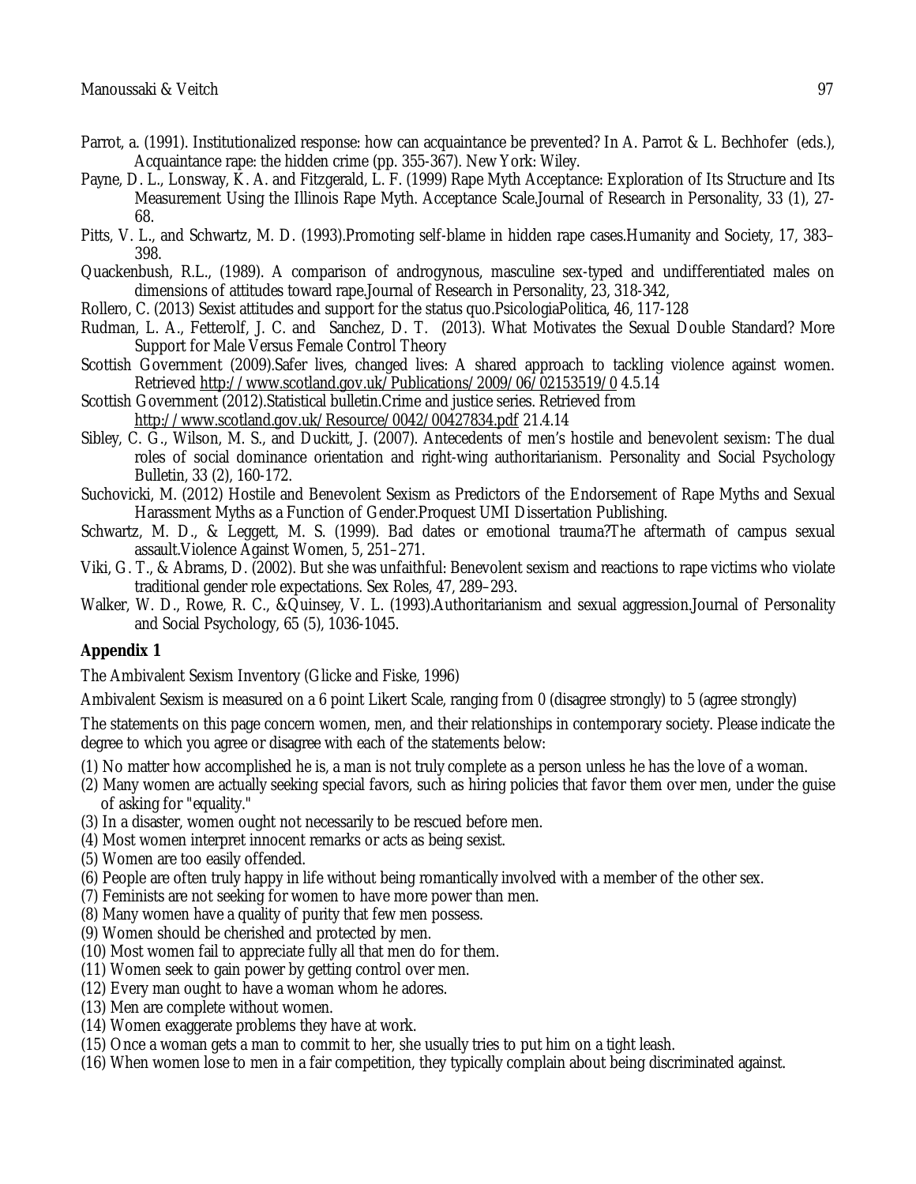Parrot, a. (1991). Institutionalized response: how can acquaintance be prevented? In A. Parrot & L. Bechhofer (eds.), Acquaintance rape: the hidden crime (pp. 355-367). New York: Wiley.

Payne, D. L., Lonsway, K. A. and Fitzgerald, L. F. (1999) Rape Myth Acceptance: Exploration of Its Structure and Its Measurement Using the Illinois Rape Myth. Acceptance Scale.Journal of Research in Personality, 33 (1), 27-68.

Pitts, V. L., and Schwartz, M. D. (1993).Promoting self-blame in hidden rape cases.Humanity and Society, 17, 383–398.

Quackenbush, R.L., (1989). A comparison of androgynous, masculine sex-typed and undifferentiated males on dimensions of attitudes toward rape.Journal of Research in Personality, 23, 318-342,

Rollero, C. (2013) Sexist attitudes and support for the status quo.PsicologiaPolitica, 46, 117-128

Rudman, L. A., Fetterolf, J. C. and Sanchez, D. T. (2013). What Motivates the Sexual Double Standard? More Support for Male Versus Female Control Theory

Scottish Government (2009).Safer lives, changed lives: A shared approach to tackling violence against women. Retrieved http://www.scotland.gov.uk/Publications/2009/06/02153519/0 4.5.14

Scottish Government (2012).Statistical bulletin.Crime and justice series. Retrieved from http://www.scotland.gov.uk/Resource/0042/00427834.pdf 21.4.14

Sibley, C. G., Wilson, M. S., and Duckitt, J. (2007). Antecedents of men's hostile and benevolent sexism: The dual roles of social dominance orientation and right-wing authoritarianism. Personality and Social Psychology Bulletin, 33 (2), 160-172.

Suchovicki, M. (2012) Hostile and Benevolent Sexism as Predictors of the Endorsement of Rape Myths and Sexual Harassment Myths as a Function of Gender.Proquest UMI Dissertation Publishing.

Schwartz, M. D., & Leggett, M. S. (1999). Bad dates or emotional trauma?The aftermath of campus sexual assault.Violence Against Women, 5, 251–271.

Viki, G. T., & Abrams, D. (2002). But she was unfaithful: Benevolent sexism and reactions to rape victims who violate traditional gender role expectations. Sex Roles, 47, 289–293.

Walker, W. D., Rowe, R. C., &Quinsey, V. L. (1993).Authoritarianism and sexual aggression.Journal of Personality and Social Psychology, 65 (5), 1036-1045.

## Appendix 1

The Ambivalent Sexism Inventory (Glicke and Fiske, 1996)

Ambivalent Sexism is measured on a 6 point Likert Scale, ranging from 0 (disagree strongly) to 5 (agree strongly)

The statements on this page concern women, men, and their relationships in contemporary society. Please indicate the degree to which you agree or disagree with each of the statements below:

(1) No matter how accomplished he is, a man is not truly complete as a person unless he has the love of a woman.
(2) Many women are actually seeking special favors, such as hiring policies that favor them over men, under the guise of asking for "equality."
(3) In a disaster, women ought not necessarily to be rescued before men.
(4) Most women interpret innocent remarks or acts as being sexist.
(5) Women are too easily offended.
(6) People are often truly happy in life without being romantically involved with a member of the other sex.
(7) Feminists are not seeking for women to have more power than men.
(8) Many women have a quality of purity that few men possess.
(9) Women should be cherished and protected by men.
(10) Most women fail to appreciate fully all that men do for them.
(11) Women seek to gain power by getting control over men.
(12) Every man ought to have a woman whom he adores.
(13) Men are complete without women.
(14) Women exaggerate problems they have at work.
(15) Once a woman gets a man to commit to her, she usually tries to put him on a tight leash.
(16) When women lose to men in a fair competition, they typically complain about being discriminated against.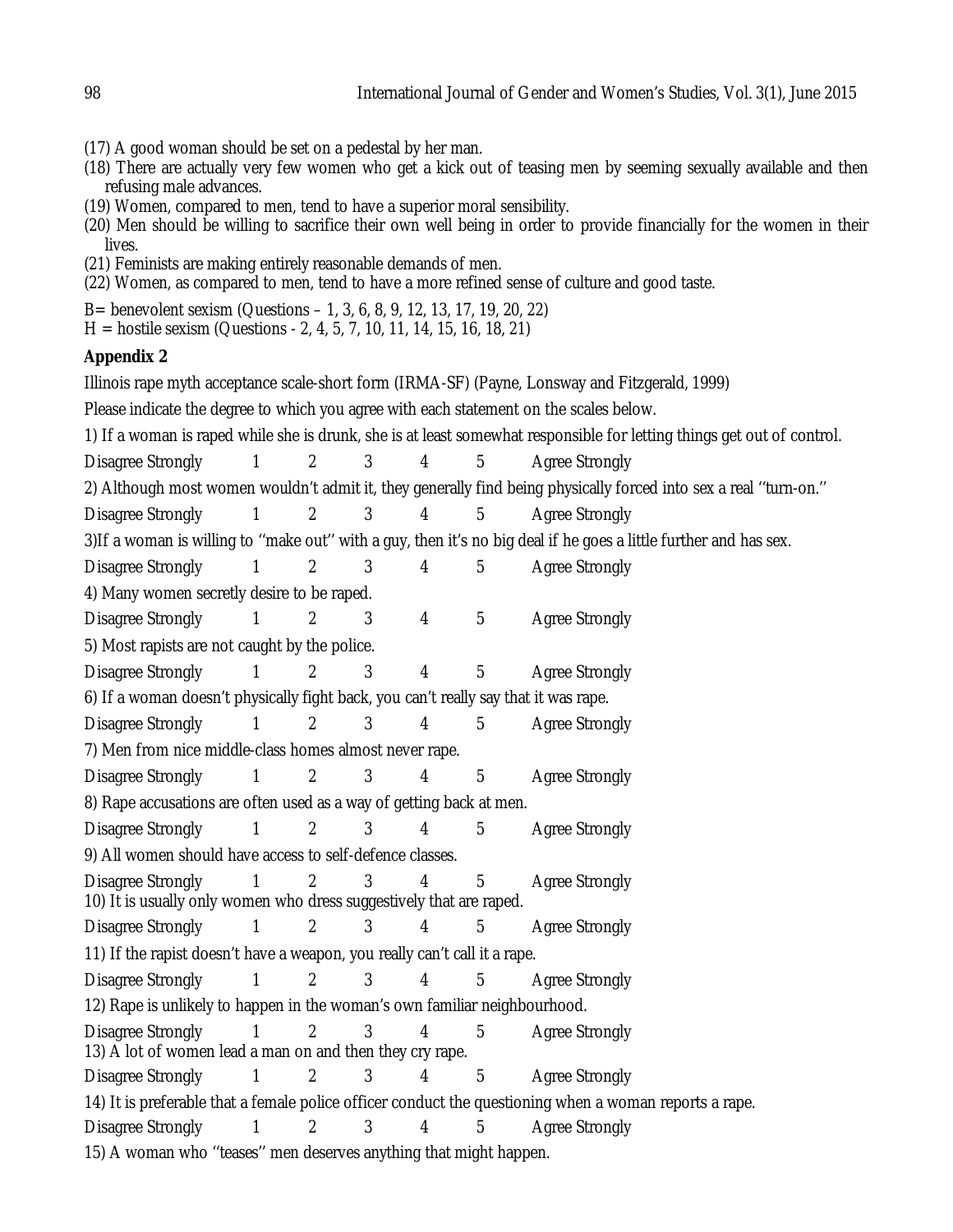(17) A good woman should be set on a pedestal by her man.

(18) There are actually very few women who get a kick out of teasing men by seeming sexually available and then refusing male advances.

(19) Women, compared to men, tend to have a superior moral sensibility.

(20) Men should be willing to sacrifice their own well being in order to provide financially for the women in their lives.

(21) Feminists are making entirely reasonable demands of men.

(22) Women, as compared to men, tend to have a more refined sense of culture and good taste.

B= benevolent sexism (Questions – 1, 3, 6, 8, 9, 12, 13, 17, 19, 20, 22)
H = hostile sexism (Questions - 2, 4, 5, 7, 10, 11, 14, 15, 16, 18, 21)

**Appendix 2**

Illinois rape myth acceptance scale-short form (IRMA-SF) (Payne, Lonsway and Fitzgerald, 1999)

Please indicate the degree to which you agree with each statement on the scales below.

1) If a woman is raped while she is drunk, she is at least somewhat responsible for letting things get out of control.

Disagree Strongly 1 2 3 4 5 Agree Strongly

2) Although most women wouldn't admit it, they generally find being physically forced into sex a real ''turn-on.''

Disagree Strongly 1 2 3 4 5 Agree Strongly

3)If a woman is willing to ''make out'' with a guy, then it's no big deal if he goes a little further and has sex.

Disagree Strongly 1 2 3 4 5 Agree Strongly

4) Many women secretly desire to be raped.

Disagree Strongly 1 2 3 4 5 Agree Strongly

5) Most rapists are not caught by the police.

Disagree Strongly 1 2 3 4 5 Agree Strongly

6) If a woman doesn't physically fight back, you can't really say that it was rape.

Disagree Strongly 1 2 3 4 5 Agree Strongly

7) Men from nice middle-class homes almost never rape.

Disagree Strongly 1 2 3 4 5 Agree Strongly

8) Rape accusations are often used as a way of getting back at men.

Disagree Strongly 1 2 3 4 5 Agree Strongly

9) All women should have access to self-defence classes.

Disagree Strongly 1 2 3 4 5 Agree Strongly

10) It is usually only women who dress suggestively that are raped.

Disagree Strongly 1 2 3 4 5 Agree Strongly

11) If the rapist doesn't have a weapon, you really can't call it a rape.

Disagree Strongly 1 2 3 4 5 Agree Strongly

12) Rape is unlikely to happen in the woman's own familiar neighbourhood.

Disagree Strongly 1 2 3 4 5 Agree Strongly

13) A lot of women lead a man on and then they cry rape.

Disagree Strongly 1 2 3 4 5 Agree Strongly

14) It is preferable that a female police officer conduct the questioning when a woman reports a rape.

Disagree Strongly 1 2 3 4 5 Agree Strongly

15) A woman who ''teases'' men deserves anything that might happen.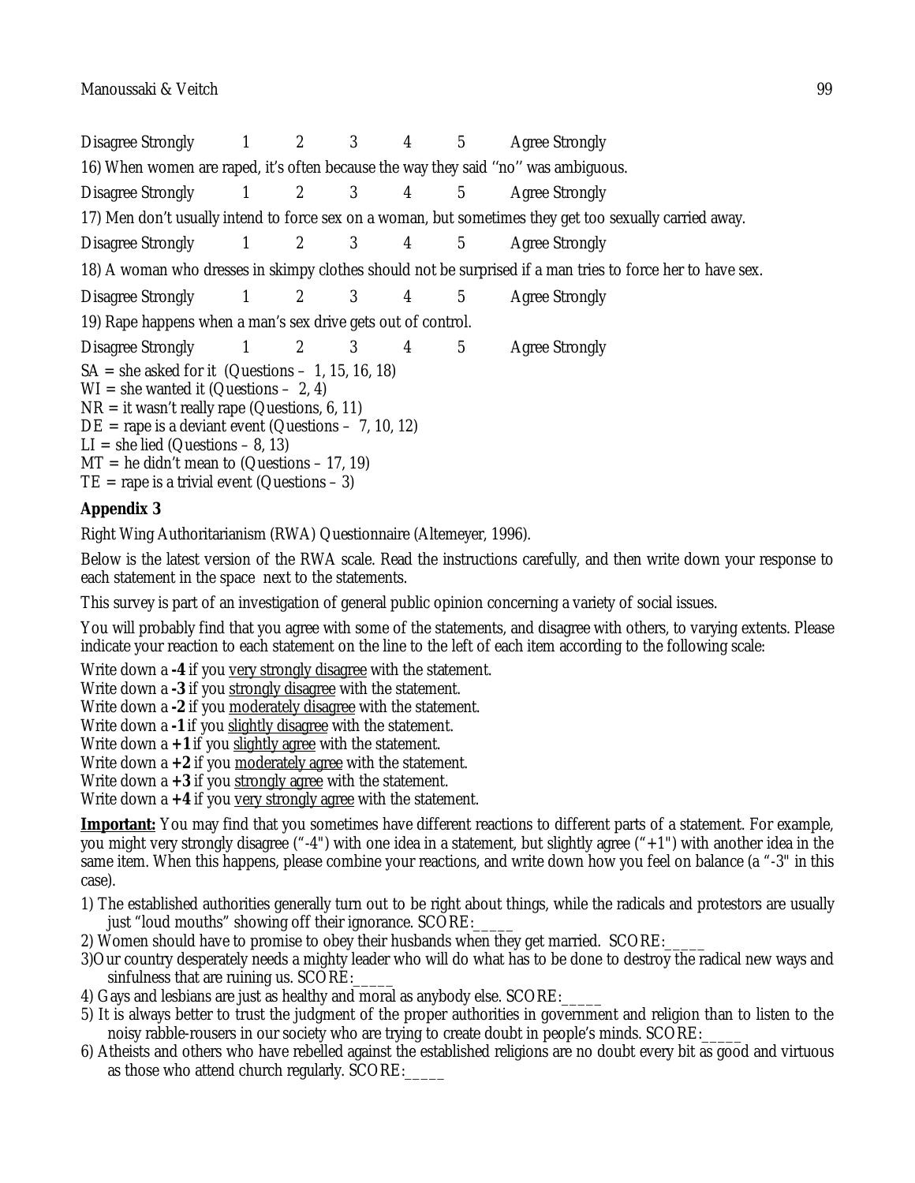Disagree Strongly 1 2 3 4 5 Agree Strongly

16) When women are raped, it's often because the way they said ''no'' was ambiguous.

Disagree Strongly 1 2 3 4 5 Agree Strongly

17) Men don't usually intend to force sex on a woman, but sometimes they get too sexually carried away.

Disagree Strongly 1 2 3 4 5 Agree Strongly

18) A woman who dresses in skimpy clothes should not be surprised if a man tries to force her to have sex.

Disagree Strongly 1 2 3 4 5 Agree Strongly

19) Rape happens when a man's sex drive gets out of control.

Disagree Strongly 1 2 3 4 5 Agree Strongly

SA = she asked for it (Questions – 1, 15, 16, 18)
WI = she wanted it (Questions – 2, 4)
NR = it wasn't really rape (Questions, 6, 11)
DE = rape is a deviant event (Questions – 7, 10, 12)
LI = she lied (Questions – 8, 13)
MT = he didn't mean to (Questions – 17, 19)
TE = rape is a trivial event (Questions – 3)

## Appendix 3

Right Wing Authoritarianism (RWA) Questionnaire (Altemeyer, 1996).

Below is the latest version of the RWA scale. Read the instructions carefully, and then write down your response to each statement in the space next to the statements.

This survey is part of an investigation of general public opinion concerning a variety of social issues.

You will probably find that you agree with some of the statements, and disagree with others, to varying extents. Please indicate your reaction to each statement on the line to the left of each item according to the following scale:

Write down a **-4** if you <u>very strongly disagree</u> with the statement.
Write down a **-3** if you <u>strongly disagree</u> with the statement.
Write down a **-2** if you <u>moderately disagree</u> with the statement.
Write down a **-1** if you <u>slightly disagree</u> with the statement.
Write down a **+1** if you <u>slightly agree</u> with the statement.
Write down a **+2** if you <u>moderately agree</u> with the statement.
Write down a **+3** if you <u>strongly agree</u> with the statement.
Write down a **+4** if you <u>very strongly agree</u> with the statement.

**<u>Important:</u>** You may find that you sometimes have different reactions to different parts of a statement. For example, you might very strongly disagree ("-4") with one idea in a statement, but slightly agree ("+1") with another idea in the same item. When this happens, please combine your reactions, and write down how you feel on balance (a "-3" in this case).

1) The established authorities generally turn out to be right about things, while the radicals and protestors are usually just "loud mouths" showing off their ignorance. SCORE:_____
2) Women should have to promise to obey their husbands when they get married. SCORE:_____
3) Our country desperately needs a mighty leader who will do what has to be done to destroy the radical new ways and sinfulness that are ruining us. SCORE:_____
4) Gays and lesbians are just as healthy and moral as anybody else. SCORE:_____
5) It is always better to trust the judgment of the proper authorities in government and religion than to listen to the noisy rabble-rousers in our society who are trying to create doubt in people's minds. SCORE:_____
6) Atheists and others who have rebelled against the established religions are no doubt every bit as good and virtuous as those who attend church regularly. SCORE:_____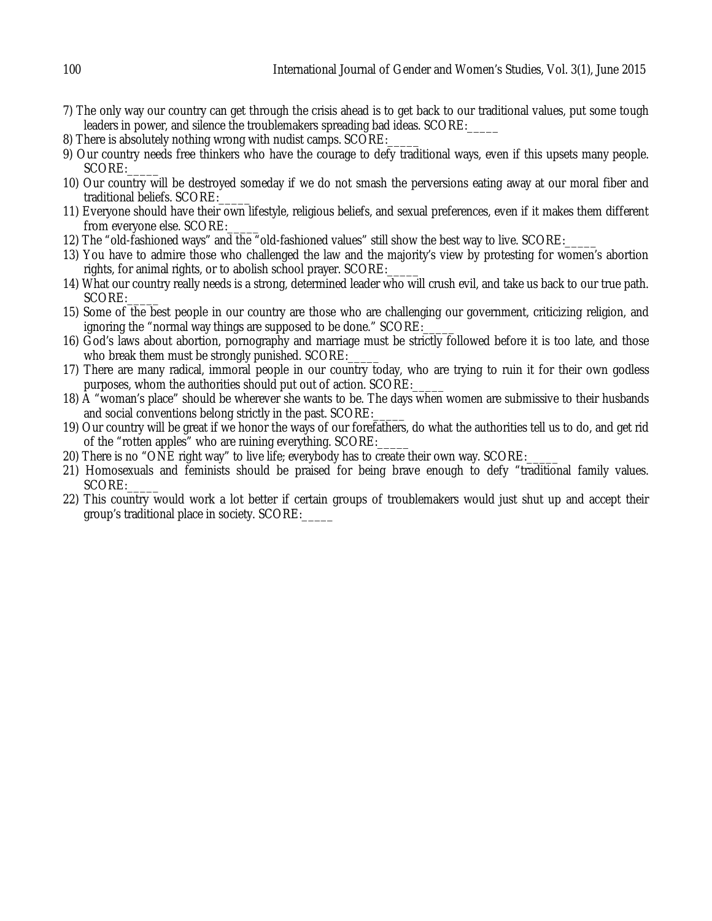7) The only way our country can get through the crisis ahead is to get back to our traditional values, put some tough leaders in power, and silence the troublemakers spreading bad ideas. SCORE:_____
8) There is absolutely nothing wrong with nudist camps. SCORE:_____
9) Our country needs free thinkers who have the courage to defy traditional ways, even if this upsets many people. SCORE:_____
10) Our country will be destroyed someday if we do not smash the perversions eating away at our moral fiber and traditional beliefs. SCORE:_____
11) Everyone should have their own lifestyle, religious beliefs, and sexual preferences, even if it makes them different from everyone else. SCORE:_____
12) The "old-fashioned ways" and the "old-fashioned values" still show the best way to live. SCORE:_____
13) You have to admire those who challenged the law and the majority's view by protesting for women's abortion rights, for animal rights, or to abolish school prayer. SCORE:_____
14) What our country really needs is a strong, determined leader who will crush evil, and take us back to our true path. SCORE:_____
15) Some of the best people in our country are those who are challenging our government, criticizing religion, and ignoring the "normal way things are supposed to be done." SCORE:_____
16) God's laws about abortion, pornography and marriage must be strictly followed before it is too late, and those who break them must be strongly punished. SCORE:_____
17) There are many radical, immoral people in our country today, who are trying to ruin it for their own godless purposes, whom the authorities should put out of action. SCORE:_____
18) A "woman's place" should be wherever she wants to be. The days when women are submissive to their husbands and social conventions belong strictly in the past. SCORE:_____
19) Our country will be great if we honor the ways of our forefathers, do what the authorities tell us to do, and get rid of the "rotten apples" who are ruining everything. SCORE:_____
20) There is no "ONE right way" to live life; everybody has to create their own way. SCORE:_____
21) Homosexuals and feminists should be praised for being brave enough to defy "traditional family values. SCORE:_____
22) This country would work a lot better if certain groups of troublemakers would just shut up and accept their group's traditional place in society. SCORE:_____